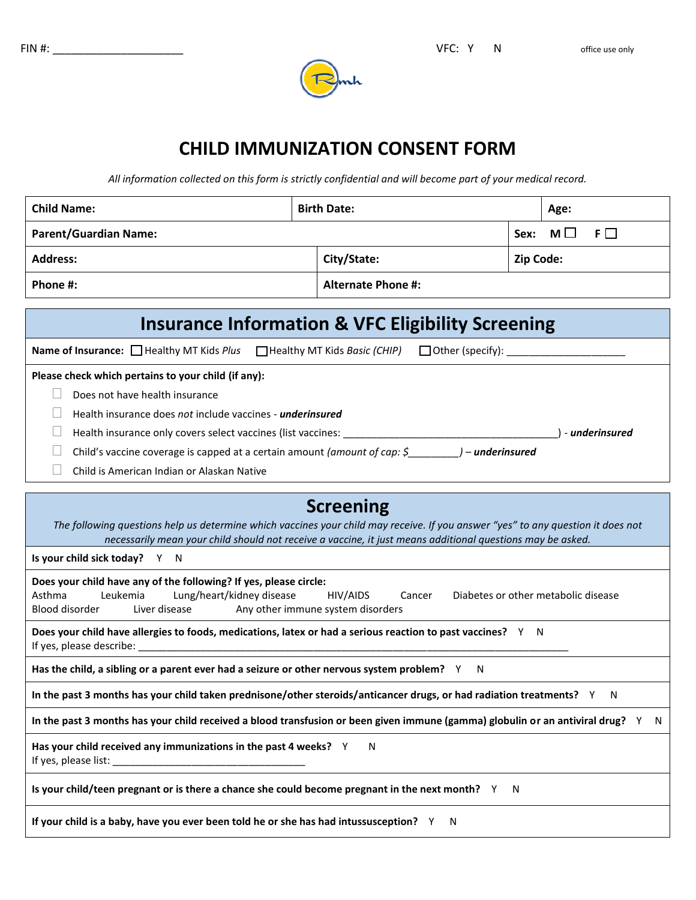FIN #: ____________________  VFC: Y  N  office use only

# CHILD IMMUNIZATION CONSENT FORM

*All information collected on this form is strictly confidential and will become part of your medical record.*

| **Child Name:** | **Birth Date:** | **Age:** |
|---|---|---|
| **Parent/Guardian Name:** | | **Sex:** M ☐ F ☐ |
| **Address:** | **City/State:** | **Zip Code:** |
| **Phone #:** | **Alternate Phone #:** | |

## Insurance Information & VFC Eligibility Screening

**Name of Insurance:** ☐ Healthy MT Kids *Plus* ☐ Healthy MT Kids *Basic (CHIP)* ☐ Other (specify): ____________________

**Please check which pertains to your child (if any):**

- ☐ Does not have health insurance
- ☐ Health insurance does *not* include vaccines - ***underinsured***
- ☐ Health insurance only covers select vaccines (list vaccines: ______________________________________) - ***underinsured***
- ☐ Child's vaccine coverage is capped at a certain amount *(amount of cap: $_________)* – ***underinsured***
- ☐ Child is American Indian or Alaskan Native

## Screening

*The following questions help us determine which vaccines your child may receive. If you answer "yes" to any question it does not necessarily mean your child should not receive a vaccine, it just means additional questions may be asked.*

**Is your child sick today?** Y N

**Does your child have any of the following? If yes, please circle:**
Asthma  Leukemia  Lung/heart/kidney disease  HIV/AIDS  Cancer  Diabetes or other metabolic disease
Blood disorder  Liver disease  Any other immune system disorders

**Does your child have allergies to foods, medications, latex or had a serious reaction to past vaccines?** Y N
If yes, please describe: ________________________________________________________________________

**Has the child, a sibling or a parent ever had a seizure or other nervous system problem?** Y N

**In the past 3 months has your child taken prednisone/other steroids/anticancer drugs, or had radiation treatments?** Y N

**In the past 3 months has your child received a blood transfusion or been given immune (gamma) globulin or an antiviral drug?** Y N

**Has your child received any immunizations in the past 4 weeks?** Y N
If yes, please list: ___________________________________

**Is your child/teen pregnant or is there a chance she could become pregnant in the next month?** Y N

**If your child is a baby, have you ever been told he or she has had intussusception?** Y N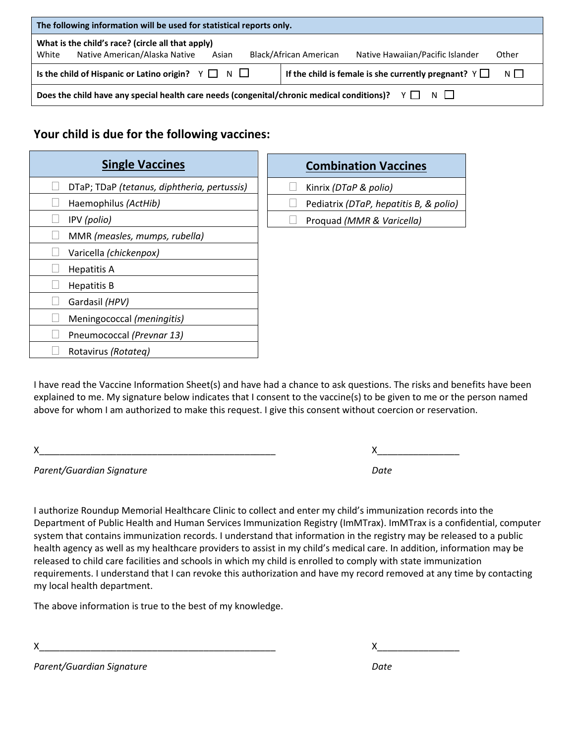| The following information will be used for statistical reports only. | |
|---|---|
| **What is the child's race? (circle all that apply)**<br>White    Native American/Alaska Native    Asian    Black/African American    Native Hawaiian/Pacific Islander    Other | |
| **Is the child of Hispanic or Latino origin?** Y ☐ N ☐ | **If the child is female is she currently pregnant?** Y ☐ N ☐ |
| **Does the child have any special health care needs (congenital/chronic medical conditions)?** Y ☐ N ☐ | |

## Your child is due for the following vaccines:

| Single Vaccines |
|---|
| ☐ DTaP; TDaP *(tetanus, diphtheria, pertussis)* |
| ☐ Haemophilus *(ActHib)* |
| ☐ IPV *(polio)* |
| ☐ MMR *(measles, mumps, rubella)* |
| ☐ Varicella *(chickenpox)* |
| ☐ Hepatitis A |
| ☐ Hepatitis B |
| ☐ Gardasil *(HPV)* |
| ☐ Meningococcal *(meningitis)* |
| ☐ Pneumococcal *(Prevnar 13)* |
| ☐ Rotavirus *(Rotateq)* |

| Combination Vaccines |
|---|
| ☐ Kinrix *(DTaP & polio)* |
| ☐ Pediatrix *(DTaP, hepatitis B, & polio)* |
| ☐ Proquad *(MMR & Varicella)* |

I have read the Vaccine Information Sheet(s) and have had a chance to ask questions. The risks and benefits have been explained to me. My signature below indicates that I consent to the vaccine(s) to be given to me or the person named above for whom I am authorized to make this request. I give this consent without coercion or reservation.

X_______________________________________________    X________________

*Parent/Guardian Signature*    *Date*

I authorize Roundup Memorial Healthcare Clinic to collect and enter my child's immunization records into the Department of Public Health and Human Services Immunization Registry (ImMTrax). ImMTrax is a confidential, computer system that contains immunization records. I understand that information in the registry may be released to a public health agency as well as my healthcare providers to assist in my child's medical care. In addition, information may be released to child care facilities and schools in which my child is enrolled to comply with state immunization requirements. I understand that I can revoke this authorization and have my record removed at any time by contacting my local health department.

The above information is true to the best of my knowledge.

X_______________________________________________    X________________

*Parent/Guardian Signature*    *Date*